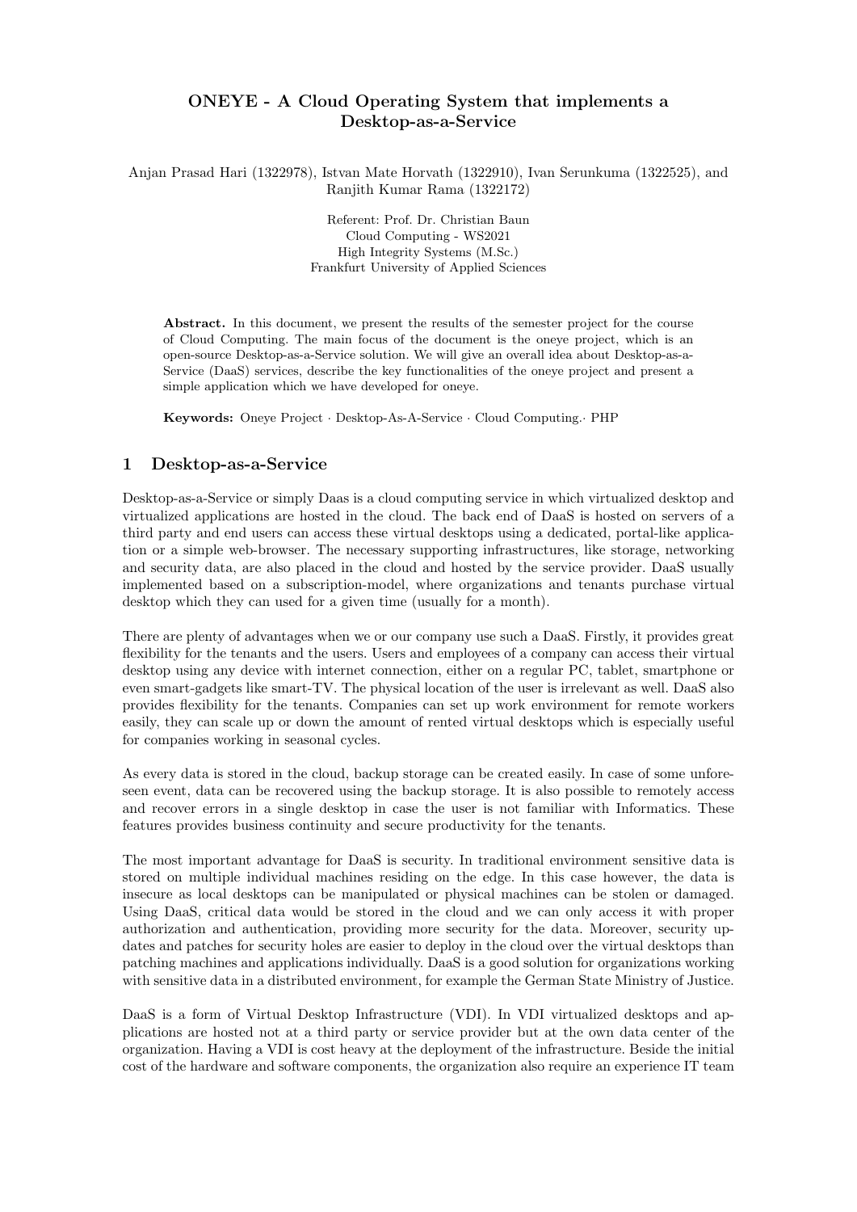# ONEYE - A Cloud Operating System that implements a Desktop-as-a-Service

Anjan Prasad Hari (1322978), Istvan Mate Horvath (1322910), Ivan Serunkuma (1322525), and Ranjith Kumar Rama (1322172)

Referent: Prof. Dr. Christian Baun
Cloud Computing - WS2021
High Integrity Systems (M.Sc.)
Frankfurt University of Applied Sciences

**Abstract.** In this document, we present the results of the semester project for the course of Cloud Computing. The main focus of the document is the oneye project, which is an open-source Desktop-as-a-Service solution. We will give an overall idea about Desktop-as-a-Service (DaaS) services, describe the key functionalities of the oneye project and present a simple application which we have developed for oneye.

**Keywords:** Oneye Project · Desktop-As-A-Service · Cloud Computing.· PHP

## 1 Desktop-as-a-Service

Desktop-as-a-Service or simply Daas is a cloud computing service in which virtualized desktop and virtualized applications are hosted in the cloud. The back end of DaaS is hosted on servers of a third party and end users can access these virtual desktops using a dedicated, portal-like application or a simple web-browser. The necessary supporting infrastructures, like storage, networking and security data, are also placed in the cloud and hosted by the service provider. DaaS usually implemented based on a subscription-model, where organizations and tenants purchase virtual desktop which they can used for a given time (usually for a month).

There are plenty of advantages when we or our company use such a DaaS. Firstly, it provides great flexibility for the tenants and the users. Users and employees of a company can access their virtual desktop using any device with internet connection, either on a regular PC, tablet, smartphone or even smart-gadgets like smart-TV. The physical location of the user is irrelevant as well. DaaS also provides flexibility for the tenants. Companies can set up work environment for remote workers easily, they can scale up or down the amount of rented virtual desktops which is especially useful for companies working in seasonal cycles.

As every data is stored in the cloud, backup storage can be created easily. In case of some unforeseen event, data can be recovered using the backup storage. It is also possible to remotely access and recover errors in a single desktop in case the user is not familiar with Informatics. These features provides business continuity and secure productivity for the tenants.

The most important advantage for DaaS is security. In traditional environment sensitive data is stored on multiple individual machines residing on the edge. In this case however, the data is insecure as local desktops can be manipulated or physical machines can be stolen or damaged. Using DaaS, critical data would be stored in the cloud and we can only access it with proper authorization and authentication, providing more security for the data. Moreover, security updates and patches for security holes are easier to deploy in the cloud over the virtual desktops than patching machines and applications individually. DaaS is a good solution for organizations working with sensitive data in a distributed environment, for example the German State Ministry of Justice.

DaaS is a form of Virtual Desktop Infrastructure (VDI). In VDI virtualized desktops and applications are hosted not at a third party or service provider but at the own data center of the organization. Having a VDI is cost heavy at the deployment of the infrastructure. Beside the initial cost of the hardware and software components, the organization also require an experience IT team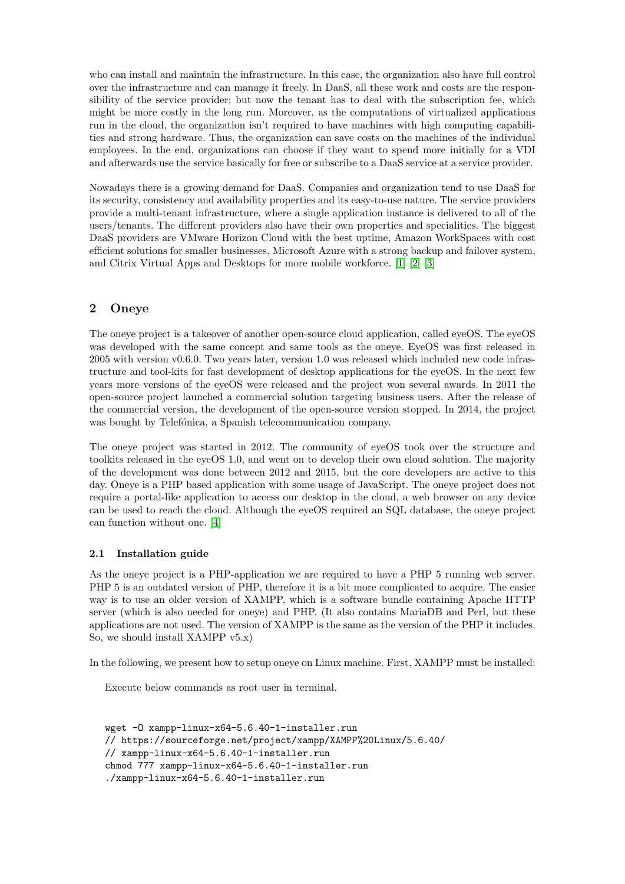who can install and maintain the infrastructure. In this case, the organization also have full control over the infrastructure and can manage it freely. In DaaS, all these work and costs are the responsibility of the service provider; but now the tenant has to deal with the subscription fee, which might be more costly in the long run. Moreover, as the computations of virtualized applications run in the cloud, the organization isn't required to have machines with high computing capabilities and strong hardware. Thus, the organization can save costs on the machines of the individual employees. In the end, organizations can choose if they want to spend more initially for a VDI and afterwards use the service basically for free or subscribe to a DaaS service at a service provider.

Nowadays there is a growing demand for DaaS. Companies and organization tend to use DaaS for its security, consistency and availability properties and its easy-to-use nature. The service providers provide a multi-tenant infrastructure, where a single application instance is delivered to all of the users/tenants. The different providers also have their own properties and specialities. The biggest DaaS providers are VMware Horizon Cloud with the best uptime, Amazon WorkSpaces with cost efficient solutions for smaller businesses, Microsoft Azure with a strong backup and failover system, and Citrix Virtual Apps and Desktops for more mobile workforce. [1] [2] [3]

## 2 Oneye

The oneye project is a takeover of another open-source cloud application, called eyeOS. The eyeOS was developed with the same concept and same tools as the oneye. EyeOS was first released in 2005 with version v0.6.0. Two years later, version 1.0 was released which included new code infrastructure and tool-kits for fast development of desktop applications for the eyeOS. In the next few years more versions of the eyeOS were released and the project won several awards. In 2011 the open-source project launched a commercial solution targeting business users. After the release of the commercial version, the development of the open-source version stopped. In 2014, the project was bought by Telefónica, a Spanish telecommunication company.

The oneye project was started in 2012. The community of eyeOS took over the structure and toolkits released in the eyeOS 1.0, and went on to develop their own cloud solution. The majority of the development was done between 2012 and 2015, but the core developers are active to this day. Oneye is a PHP based application with some usage of JavaScript. The oneye project does not require a portal-like application to access our desktop in the cloud, a web browser on any device can be used to reach the cloud. Although the eyeOS required an SQL database, the oneye project can function without one. [4]

### 2.1 Installation guide

As the oneye project is a PHP-application we are required to have a PHP 5 running web server. PHP 5 is an outdated version of PHP, therefore it is a bit more complicated to acquire. The easier way is to use an older version of XAMPP, which is a software bundle containing Apache HTTP server (which is also needed for oneye) and PHP. (It also contains MariaDB and Perl, but these applications are not used. The version of XAMPP is the same as the version of the PHP it includes. So, we should install XAMPP v5.x)

In the following, we present how to setup oneye on Linux machine. First, XAMPP must be installed:

Execute below commands as root user in terminal.

```
wget -O xampp-linux-x64-5.6.40-1-installer.run
// https://sourceforge.net/project/xampp/XAMPP%20Linux/5.6.40/
// xampp-linux-x64-5.6.40-1-installer.run
chmod 777 xampp-linux-x64-5.6.40-1-installer.run
./xampp-linux-x64-5.6.40-1-installer.run
```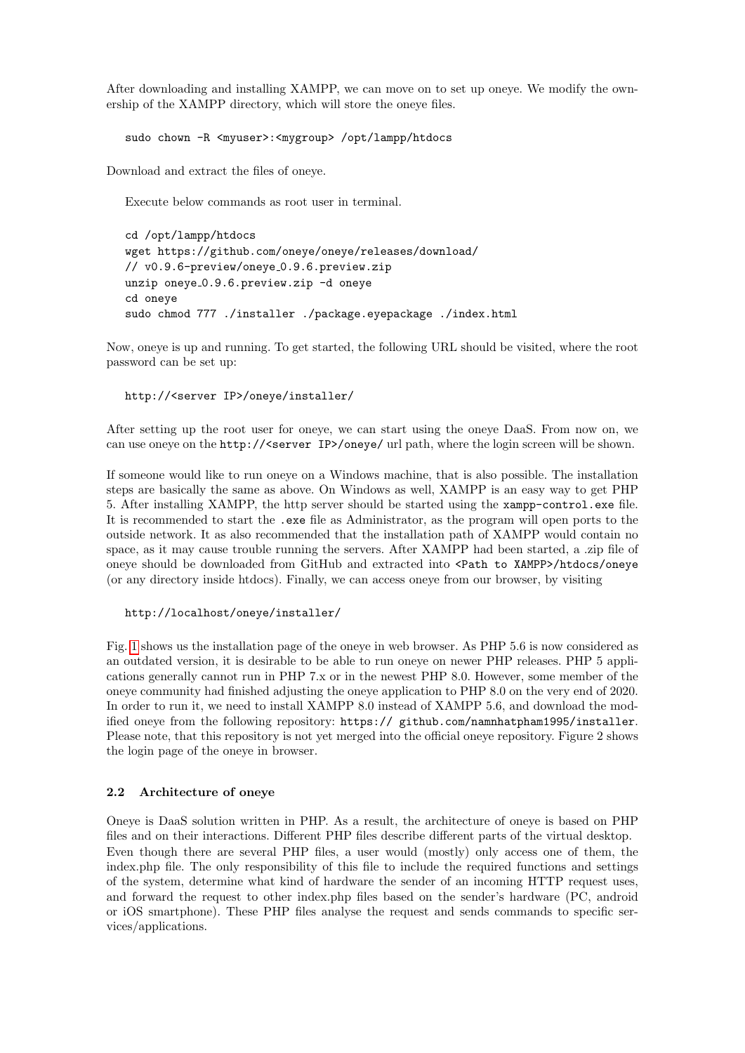After downloading and installing XAMPP, we can move on to set up oneye. We modify the ownership of the XAMPP directory, which will store the oneye files.

```
sudo chown -R <myuser>:<mygroup> /opt/lampp/htdocs
```

Download and extract the files of oneye.

Execute below commands as root user in terminal.

```
cd /opt/lampp/htdocs
wget https://github.com/oneye/oneye/releases/download/
// v0.9.6-preview/oneye_0.9.6.preview.zip
unzip oneye_0.9.6.preview.zip -d oneye
cd oneye
sudo chmod 777 ./installer ./package.eyepackage ./index.html
```

Now, oneye is up and running. To get started, the following URL should be visited, where the root password can be set up:

```
http://<server IP>/oneye/installer/
```

After setting up the root user for oneye, we can start using the oneye DaaS. From now on, we can use oneye on the `http://<server IP>/oneye/` url path, where the login screen will be shown.

If someone would like to run oneye on a Windows machine, that is also possible. The installation steps are basically the same as above. On Windows as well, XAMPP is an easy way to get PHP 5. After installing XAMPP, the http server should be started using the `xampp-control.exe` file. It is recommended to start the `.exe` file as Administrator, as the program will open ports to the outside network. It as also recommended that the installation path of XAMPP would contain no space, as it may cause trouble running the servers. After XAMPP had been started, a .zip file of oneye should be downloaded from GitHub and extracted into `<Path to XAMPP>/htdocs/oneye` (or any directory inside htdocs). Finally, we can access oneye from our browser, by visiting

```
http://localhost/oneye/installer/
```

Fig. 1 shows us the installation page of the oneye in web browser. As PHP 5.6 is now considered as an outdated version, it is desirable to be able to run oneye on newer PHP releases. PHP 5 applications generally cannot run in PHP 7.x or in the newest PHP 8.0. However, some member of the oneye community had finished adjusting the oneye application to PHP 8.0 on the very end of 2020. In order to run it, we need to install XAMPP 8.0 instead of XAMPP 5.6, and download the modified oneye from the following repository: `https:// github.com/namnhatpham1995/installer`. Please note, that this repository is not yet merged into the official oneye repository. Figure 2 shows the login page of the oneye in browser.

### 2.2 Architecture of oneye

Oneye is DaaS solution written in PHP. As a result, the architecture of oneye is based on PHP files and on their interactions. Different PHP files describe different parts of the virtual desktop. Even though there are several PHP files, a user would (mostly) only access one of them, the index.php file. The only responsibility of this file to include the required functions and settings of the system, determine what kind of hardware the sender of an incoming HTTP request uses, and forward the request to other index.php files based on the sender's hardware (PC, android or iOS smartphone). These PHP files analyse the request and sends commands to specific services/applications.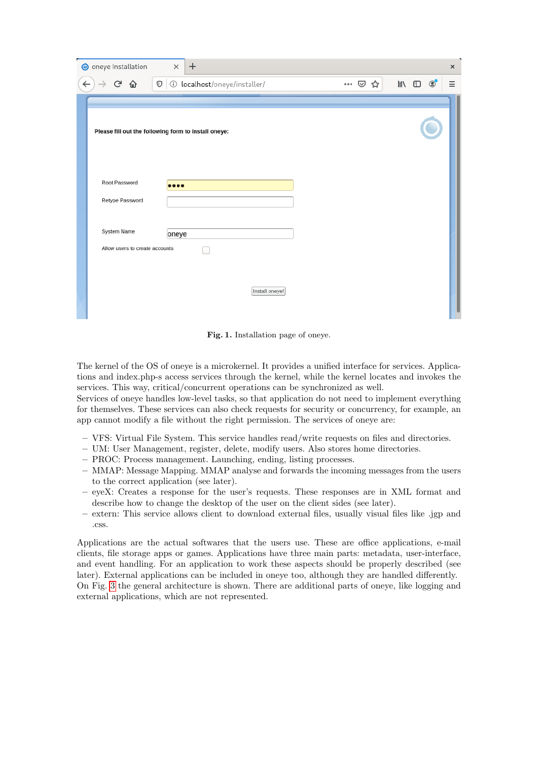**Fig. 1.** Installation page of oneye.

The kernel of the OS of oneye is a microkernel. It provides a unified interface for services. Applications and index.php-s access services through the kernel, while the kernel locates and invokes the services. This way, critical/concurrent operations can be synchronized as well.
Services of oneye handles low-level tasks, so that application do not need to implement everything for themselves. These services can also check requests for security or concurrency, for example, an app cannot modify a file without the right permission. The services of oneye are:

- VFS: Virtual File System. This service handles read/write requests on files and directories.
- UM: User Management, register, delete, modify users. Also stores home directories.
- PROC: Process management. Launching, ending, listing processes.
- MMAP: Message Mapping. MMAP analyse and forwards the incoming messages from the users to the correct application (see later).
- eyeX: Creates a response for the user's requests. These responses are in XML format and describe how to change the desktop of the user on the client sides (see later).
- extern: This service allows client to download external files, usually visual files like .jgp and .css.

Applications are the actual softwares that the users use. These are office applications, e-mail clients, file storage apps or games. Applications have three main parts: metadata, user-interface, and event handling. For an application to work these aspects should be properly described (see later). External applications can be included in oneye too, although they are handled differently.
On Fig. 3 the general architecture is shown. There are additional parts of oneye, like logging and external applications, which are not represented.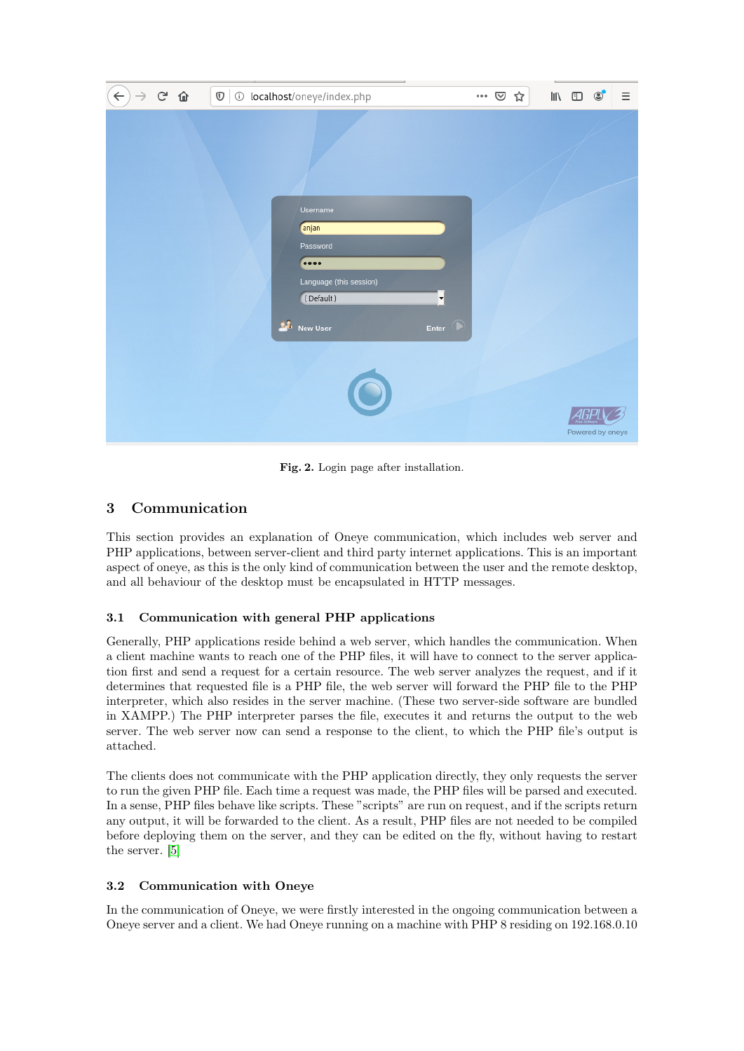Fig. 2. Login page after installation.

## 3 Communication

This section provides an explanation of Oneye communication, which includes web server and PHP applications, between server-client and third party internet applications. This is an important aspect of oneye, as this is the only kind of communication between the user and the remote desktop, and all behaviour of the desktop must be encapsulated in HTTP messages.

### 3.1 Communication with general PHP applications

Generally, PHP applications reside behind a web server, which handles the communication. When a client machine wants to reach one of the PHP files, it will have to connect to the server application first and send a request for a certain resource. The web server analyzes the request, and if it determines that requested file is a PHP file, the web server will forward the PHP file to the PHP interpreter, which also resides in the server machine. (These two server-side software are bundled in XAMPP.) The PHP interpreter parses the file, executes it and returns the output to the web server. The web server now can send a response to the client, to which the PHP file's output is attached.

The clients does not communicate with the PHP application directly, they only requests the server to run the given PHP file. Each time a request was made, the PHP files will be parsed and executed. In a sense, PHP files behave like scripts. These "scripts" are run on request, and if the scripts return any output, it will be forwarded to the client. As a result, PHP files are not needed to be compiled before deploying them on the server, and they can be edited on the fly, without having to restart the server. [5]

### 3.2 Communication with Oneye

In the communication of Oneye, we were firstly interested in the ongoing communication between a Oneye server and a client. We had Oneye running on a machine with PHP 8 residing on 192.168.0.10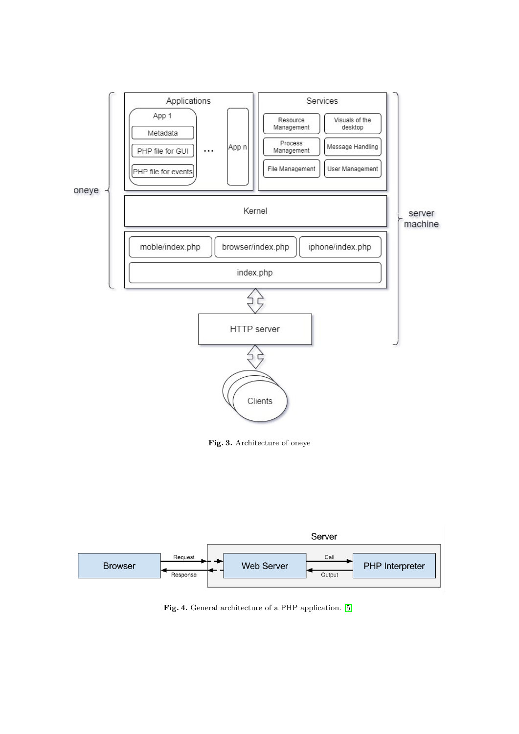Fig. 3. Architecture of oneye

Fig. 4. General architecture of a PHP application. [5]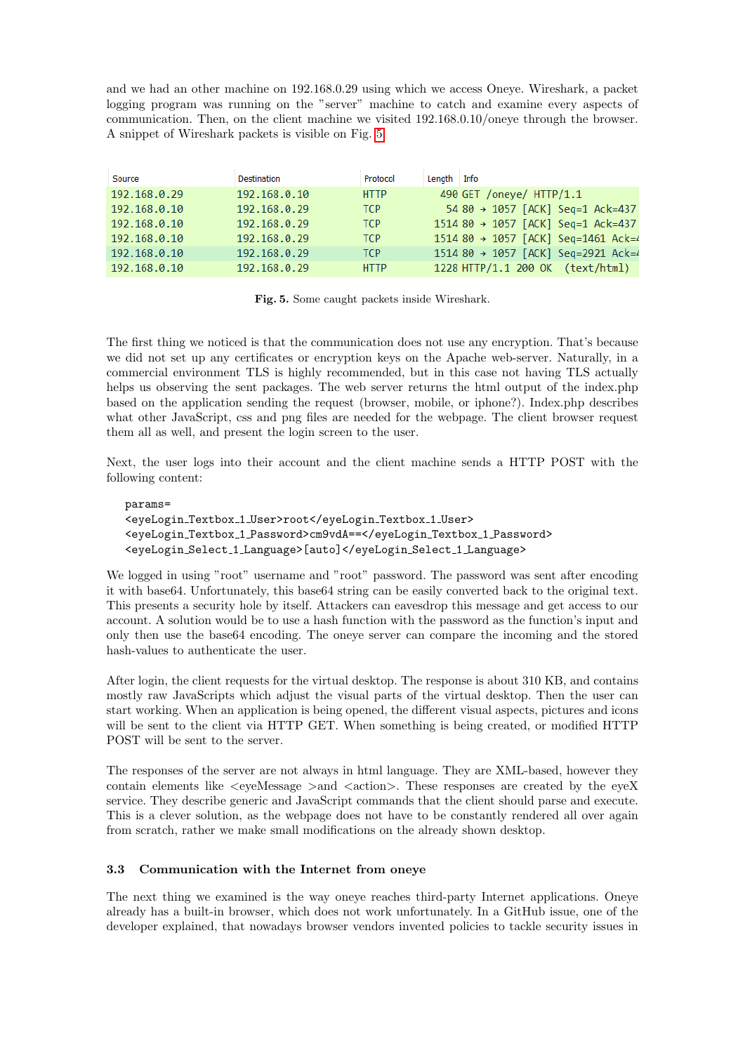and we had an other machine on 192.168.0.29 using which we access Oneye. Wireshark, a packet logging program was running on the "server" machine to catch and examine every aspects of communication. Then, on the client machine we visited 192.168.0.10/oneye through the browser. A snippet of Wireshark packets is visible on Fig. 5.

| Source | Destination | Protocol | Length | Info |
|---|---|---|---|---|
| 192.168.0.29 | 192.168.0.10 | HTTP | 490 | GET /oneye/ HTTP/1.1 |
| 192.168.0.10 | 192.168.0.29 | TCP | 54 | 80 → 1057 [ACK] Seq=1 Ack=437 |
| 192.168.0.10 | 192.168.0.29 | TCP | 1514 | 80 → 1057 [ACK] Seq=1 Ack=437 |
| 192.168.0.10 | 192.168.0.29 | TCP | 1514 | 80 → 1057 [ACK] Seq=1461 Ack=4 |
| 192.168.0.10 | 192.168.0.29 | TCP | 1514 | 80 → 1057 [ACK] Seq=2921 Ack=4 |
| 192.168.0.10 | 192.168.0.29 | HTTP | 1228 | HTTP/1.1 200 OK (text/html) |

**Fig. 5.** Some caught packets inside Wireshark.

The first thing we noticed is that the communication does not use any encryption. That's because we did not set up any certificates or encryption keys on the Apache web-server. Naturally, in a commercial environment TLS is highly recommended, but in this case not having TLS actually helps us observing the sent packages. The web server returns the html output of the index.php based on the application sending the request (browser, mobile, or iphone?). Index.php describes what other JavaScript, css and png files are needed for the webpage. The client browser request them all as well, and present the login screen to the user.

Next, the user logs into their account and the client machine sends a HTTP POST with the following content:

```
params=
<eyeLogin_Textbox_1_User>root</eyeLogin_Textbox_1_User>
<eyeLogin_Textbox_1_Password>cm9vdA==</eyeLogin_Textbox_1_Password>
<eyeLogin_Select_1_Language>[auto]</eyeLogin_Select_1_Language>
```

We logged in using "root" username and "root" password. The password was sent after encoding it with base64. Unfortunately, this base64 string can be easily converted back to the original text. This presents a security hole by itself. Attackers can eavesdrop this message and get access to our account. A solution would be to use a hash function with the password as the function's input and only then use the base64 encoding. The oneye server can compare the incoming and the stored hash-values to authenticate the user.

After login, the client requests for the virtual desktop. The response is about 310 KB, and contains mostly raw JavaScripts which adjust the visual parts of the virtual desktop. Then the user can start working. When an application is being opened, the different visual aspects, pictures and icons will be sent to the client via HTTP GET. When something is being created, or modified HTTP POST will be sent to the server.

The responses of the server are not always in html language. They are XML-based, however they contain elements like <eyeMessage >and <action>. These responses are created by the eyeX service. They describe generic and JavaScript commands that the client should parse and execute. This is a clever solution, as the webpage does not have to be constantly rendered all over again from scratch, rather we make small modifications on the already shown desktop.

### 3.3 Communication with the Internet from oneye

The next thing we examined is the way oneye reaches third-party Internet applications. Oneye already has a built-in browser, which does not work unfortunately. In a GitHub issue, one of the developer explained, that nowadays browser vendors invented policies to tackle security issues in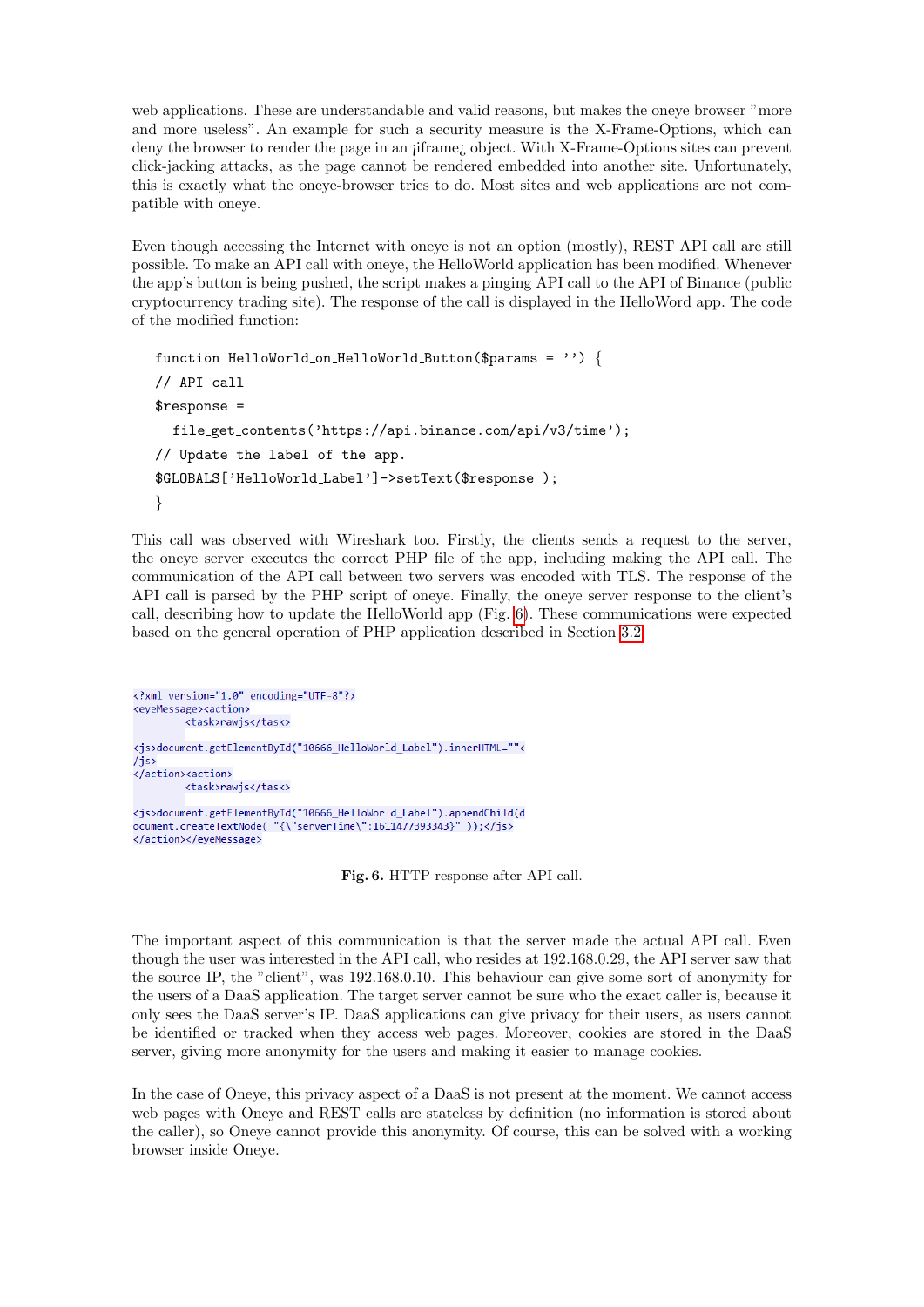web applications. These are understandable and valid reasons, but makes the oneye browser "more and more useless". An example for such a security measure is the X-Frame-Options, which can deny the browser to render the page in an ¡iframe¿ object. With X-Frame-Options sites can prevent click-jacking attacks, as the page cannot be rendered embedded into another site. Unfortunately, this is exactly what the oneye-browser tries to do. Most sites and web applications are not compatible with oneye.

Even though accessing the Internet with oneye is not an option (mostly), REST API call are still possible. To make an API call with oneye, the HelloWorld application has been modified. Whenever the app's button is being pushed, the script makes a pinging API call to the API of Binance (public cryptocurrency trading site). The response of the call is displayed in the HelloWord app. The code of the modified function:

```
function HelloWorld_on_HelloWorld_Button($params = '') {
// API call
$response =
  file_get_contents('https://api.binance.com/api/v3/time');
// Update the label of the app.
$GLOBALS['HelloWorld_Label']->setText($response );
}
```

This call was observed with Wireshark too. Firstly, the clients sends a request to the server, the oneye server executes the correct PHP file of the app, including making the API call. The communication of the API call between two servers was encoded with TLS. The response of the API call is parsed by the PHP script of oneye. Finally, the oneye server response to the client's call, describing how to update the HelloWorld app (Fig. 6). These communications were expected based on the general operation of PHP application described in Section 3.2.

```
<?xml version="1.0" encoding="UTF-8"?>
<eyeMessage><action>
        <task>rawjs</task>

<js>document.getElementById("10666_HelloWorld_Label").innerHTML=""<
/js>
</action><action>
        <task>rawjs</task>

<js>document.getElementById("10666_HelloWorld_Label").appendChild(d
ocument.createTextNode( "{\"serverTime\":1611477393343}" ));</js>
</action></eyeMessage>
```

**Fig. 6.** HTTP response after API call.

The important aspect of this communication is that the server made the actual API call. Even though the user was interested in the API call, who resides at 192.168.0.29, the API server saw that the source IP, the "client", was 192.168.0.10. This behaviour can give some sort of anonymity for the users of a DaaS application. The target server cannot be sure who the exact caller is, because it only sees the DaaS server's IP. DaaS applications can give privacy for their users, as users cannot be identified or tracked when they access web pages. Moreover, cookies are stored in the DaaS server, giving more anonymity for the users and making it easier to manage cookies.

In the case of Oneye, this privacy aspect of a DaaS is not present at the moment. We cannot access web pages with Oneye and REST calls are stateless by definition (no information is stored about the caller), so Oneye cannot provide this anonymity. Of course, this can be solved with a working browser inside Oneye.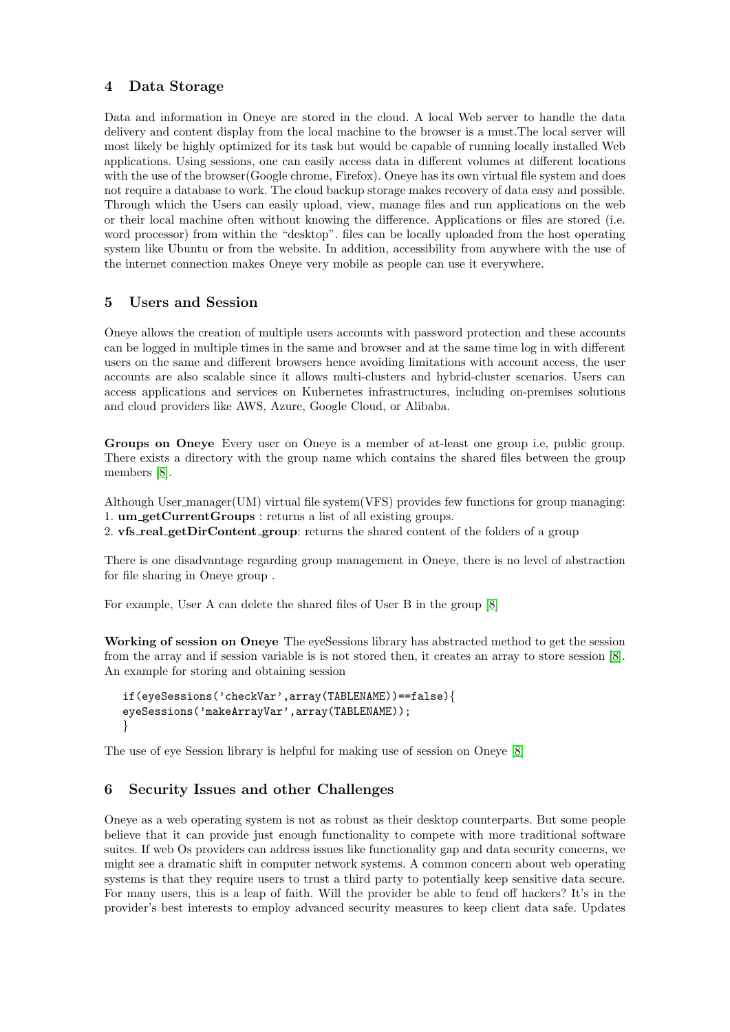## 4 Data Storage

Data and information in Oneye are stored in the cloud. A local Web server to handle the data delivery and content display from the local machine to the browser is a must.The local server will most likely be highly optimized for its task but would be capable of running locally installed Web applications. Using sessions, one can easily access data in different volumes at different locations with the use of the browser(Google chrome, Firefox). Oneye has its own virtual file system and does not require a database to work. The cloud backup storage makes recovery of data easy and possible. Through which the Users can easily upload, view, manage files and run applications on the web or their local machine often without knowing the difference. Applications or files are stored (i.e. word processor) from within the "desktop". files can be locally uploaded from the host operating system like Ubuntu or from the website. In addition, accessibility from anywhere with the use of the internet connection makes Oneye very mobile as people can use it everywhere.

## 5 Users and Session

Oneye allows the creation of multiple users accounts with password protection and these accounts can be logged in multiple times in the same and browser and at the same time log in with different users on the same and different browsers hence avoiding limitations with account access, the user accounts are also scalable since it allows multi-clusters and hybrid-cluster scenarios. Users can access applications and services on Kubernetes infrastructures, including on-premises solutions and cloud providers like AWS, Azure, Google Cloud, or Alibaba.

**Groups on Oneye** Every user on Oneye is a member of at-least one group i.e, public group. There exists a directory with the group name which contains the shared files between the group members [8].

Although User_manager(UM) virtual file system(VFS) provides few functions for group managing:
1. **um_getCurrentGroups** : returns a list of all existing groups.
2. **vfs_real_getDirContent_group**: returns the shared content of the folders of a group

There is one disadvantage regarding group management in Oneye, there is no level of abstraction for file sharing in Oneye group .

For example, User A can delete the shared files of User B in the group [8]

**Working of session on Oneye** The eyeSessions library has abstracted method to get the session from the array and if session variable is is not stored then, it creates an array to store session [8]. An example for storing and obtaining session

```
if(eyeSessions('checkVar',array(TABLENAME))==false){
eyeSessions('makeArrayVar',array(TABLENAME));
}
```

The use of eye Session library is helpful for making use of session on Oneye [8]

## 6 Security Issues and other Challenges

Oneye as a web operating system is not as robust as their desktop counterparts. But some people believe that it can provide just enough functionality to compete with more traditional software suites. If web Os providers can address issues like functionality gap and data security concerns, we might see a dramatic shift in computer network systems. A common concern about web operating systems is that they require users to trust a third party to potentially keep sensitive data secure. For many users, this is a leap of faith. Will the provider be able to fend off hackers? It's in the provider's best interests to employ advanced security measures to keep client data safe. Updates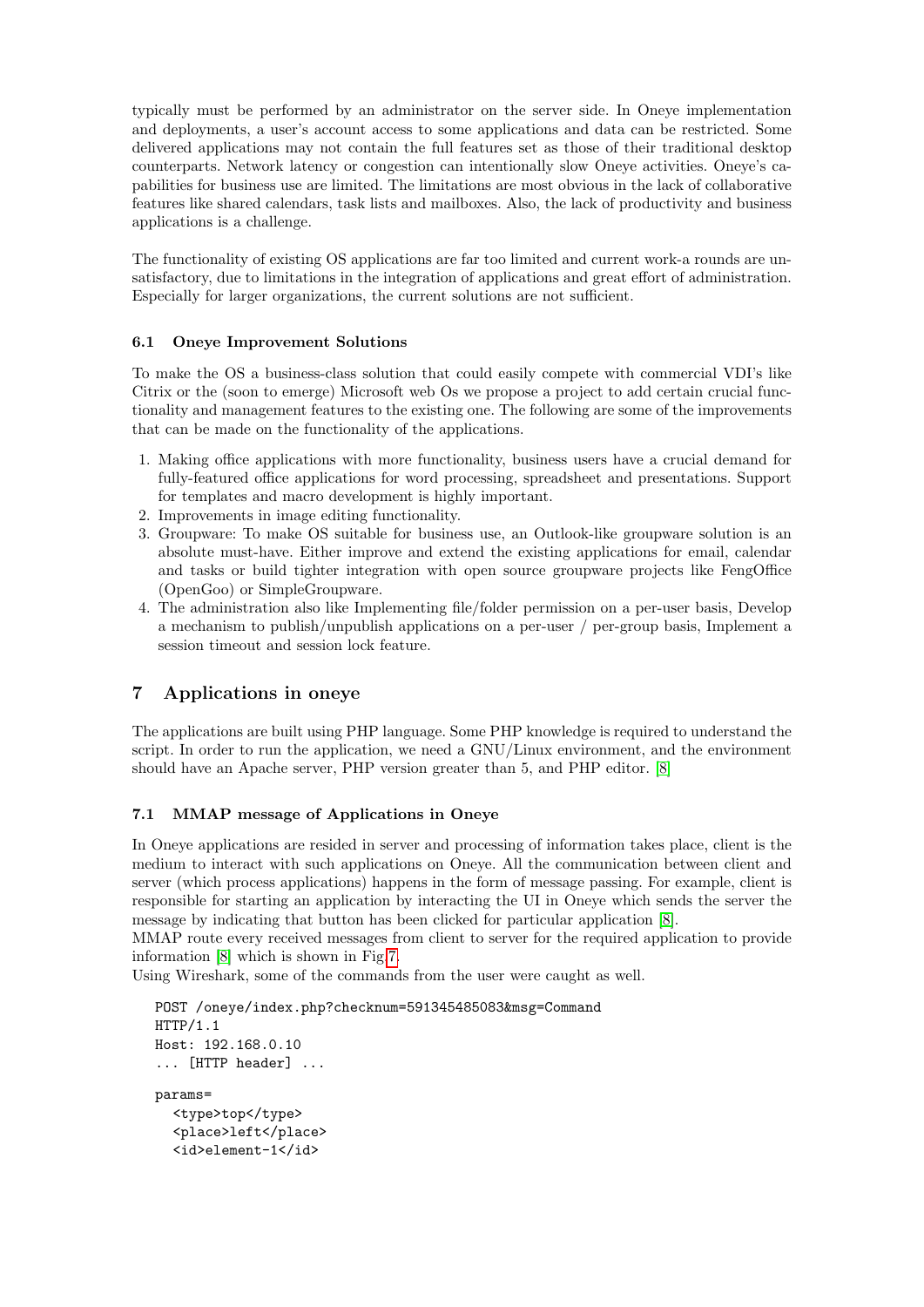typically must be performed by an administrator on the server side. In Oneye implementation and deployments, a user's account access to some applications and data can be restricted. Some delivered applications may not contain the full features set as those of their traditional desktop counterparts. Network latency or congestion can intentionally slow Oneye activities. Oneye's capabilities for business use are limited. The limitations are most obvious in the lack of collaborative features like shared calendars, task lists and mailboxes. Also, the lack of productivity and business applications is a challenge.

The functionality of existing OS applications are far too limited and current work-a rounds are unsatisfactory, due to limitations in the integration of applications and great effort of administration. Especially for larger organizations, the current solutions are not sufficient.

### 6.1 Oneye Improvement Solutions

To make the OS a business-class solution that could easily compete with commercial VDI's like Citrix or the (soon to emerge) Microsoft web Os we propose a project to add certain crucial functionality and management features to the existing one. The following are some of the improvements that can be made on the functionality of the applications.

1. Making office applications with more functionality, business users have a crucial demand for fully-featured office applications for word processing, spreadsheet and presentations. Support for templates and macro development is highly important.
2. Improvements in image editing functionality.
3. Groupware: To make OS suitable for business use, an Outlook-like groupware solution is an absolute must-have. Either improve and extend the existing applications for email, calendar and tasks or build tighter integration with open source groupware projects like FengOffice (OpenGoo) or SimpleGroupware.
4. The administration also like Implementing file/folder permission on a per-user basis, Develop a mechanism to publish/unpublish applications on a per-user / per-group basis, Implement a session timeout and session lock feature.

## 7 Applications in oneye

The applications are built using PHP language. Some PHP knowledge is required to understand the script. In order to run the application, we need a GNU/Linux environment, and the environment should have an Apache server, PHP version greater than 5, and PHP editor. [8]

### 7.1 MMAP message of Applications in Oneye

In Oneye applications are resided in server and processing of information takes place, client is the medium to interact with such applications on Oneye. All the communication between client and server (which process applications) happens in the form of message passing. For example, client is responsible for starting an application by interacting the UI in Oneye which sends the server the message by indicating that button has been clicked for particular application [8].
MMAP route every received messages from client to server for the required application to provide information [8] which is shown in Fig 7.
Using Wireshark, some of the commands from the user were caught as well.

```
POST /oneye/index.php?checknum=591345485083&msg=Command
HTTP/1.1
Host: 192.168.0.10
... [HTTP header] ...

params=
  <type>top</type>
  <place>left</place>
  <id>element-1</id>
```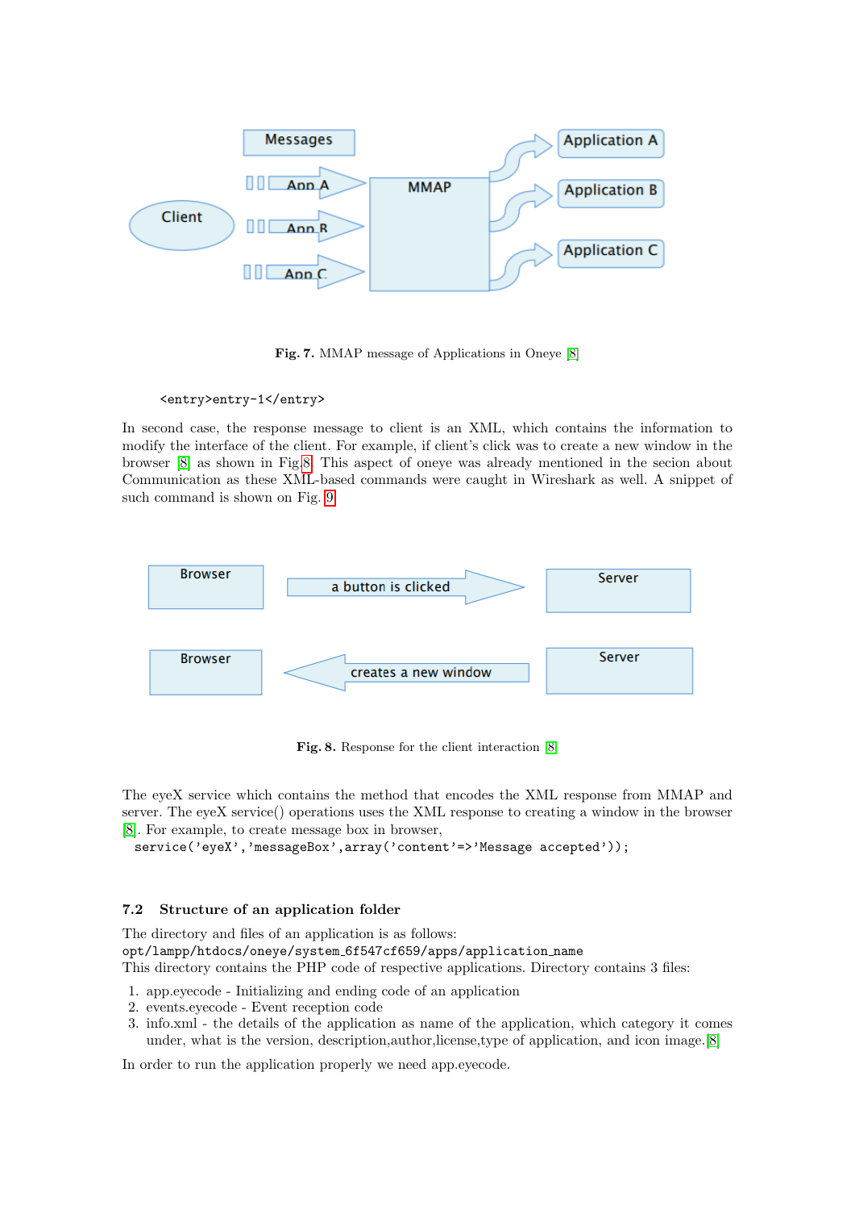Fig. 7. MMAP message of Applications in Oneye [8]

```
<entry>entry-1</entry>
```

In second case, the response message to client is an XML, which contains the information to modify the interface of the client. For example, if client's click was to create a new window in the browser [8] as shown in Fig.8. This aspect of oneye was already mentioned in the secion about Communication as these XML-based commands were caught in Wireshark as well. A snippet of such command is shown on Fig. 9

Fig. 8. Response for the client interaction [8]

The eyeX service which contains the method that encodes the XML response from MMAP and server. The eyeX service() operations uses the XML response to creating a window in the browser [8]. For example, to create message box in browser,

```
service('eyeX','messageBox',array('content'=>'Message accepted'));
```

### 7.2 Structure of an application folder

The directory and files of an application is as follows:
opt/lampp/htdocs/oneye/system_6f547cf659/apps/application_name
This directory contains the PHP code of respective applications. Directory contains 3 files:

1. app.eyecode - Initializing and ending code of an application
2. events.eyecode - Event reception code
3. info.xml - the details of the application as name of the application, which category it comes under, what is the version, description,author,license,type of application, and icon image.[8]

In order to run the application properly we need app.eyecode.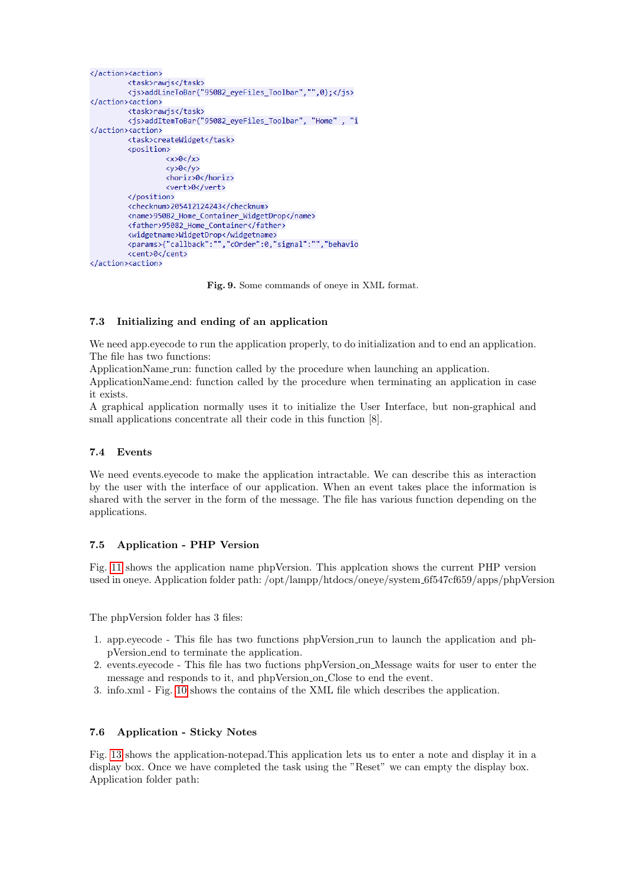```
</action><action>
        <task>rawjs</task>
        <js>addLineToBar("95082_eyeFiles_Toolbar","",0);</js>
</action><action>
        <task>rawjs</task>
        <js>addItemToBar("95082_eyeFiles_Toolbar", "Home" , "i
</action><action>
        <task>createWidget</task>
        <position>
                <x>0</x>
                <y>0</y>
                <horiz>0</horiz>
                <vert>0</vert>
        </position>
        <checknum>205412124243</checknum>
        <name>95082_Home_Container_WidgetDrop</name>
        <father>95082_Home_Container</father>
        <widgetname>WidgetDrop</widgetname>
        <params>{"callback":"","cOrder":0,"signal":"","behavio
        <cent>0</cent>
</action><action>
```

**Fig. 9.** Some commands of oneye in XML format.

### 7.3 Initializing and ending of an application

We need app.eyecode to run the application properly, to do initialization and to end an application. The file has two functions:
ApplicationName_run: function called by the procedure when launching an application.
ApplicationName_end: function called by the procedure when terminating an application in case it exists.
A graphical application normally uses it to initialize the User Interface, but non-graphical and small applications concentrate all their code in this function [8].

### 7.4 Events

We need events.eyecode to make the application intractable. We can describe this as interaction by the user with the interface of our application. When an event takes place the information is shared with the server in the form of the message. The file has various function depending on the applications.

### 7.5 Application - PHP Version

Fig. 11 shows the application name phpVersion. This applcation shows the current PHP version used in oneye. Application folder path: /opt/lampp/htdocs/oneye/system_6f547cf659/apps/phpVersion

The phpVersion folder has 3 files:

1. app.eyecode - This file has two functions phpVersion_run to launch the application and phpVersion_end to terminate the application.
2. events.eyecode - This file has two fuctions phpVersion_on_Message waits for user to enter the message and responds to it, and phpVersion_on_Close to end the event.
3. info.xml - Fig. 10 shows the contains of the XML file which describes the application.

### 7.6 Application - Sticky Notes

Fig. 13 shows the application-notepad.This application lets us to enter a note and display it in a display box. Once we have completed the task using the "Reset" we can empty the display box.
Application folder path: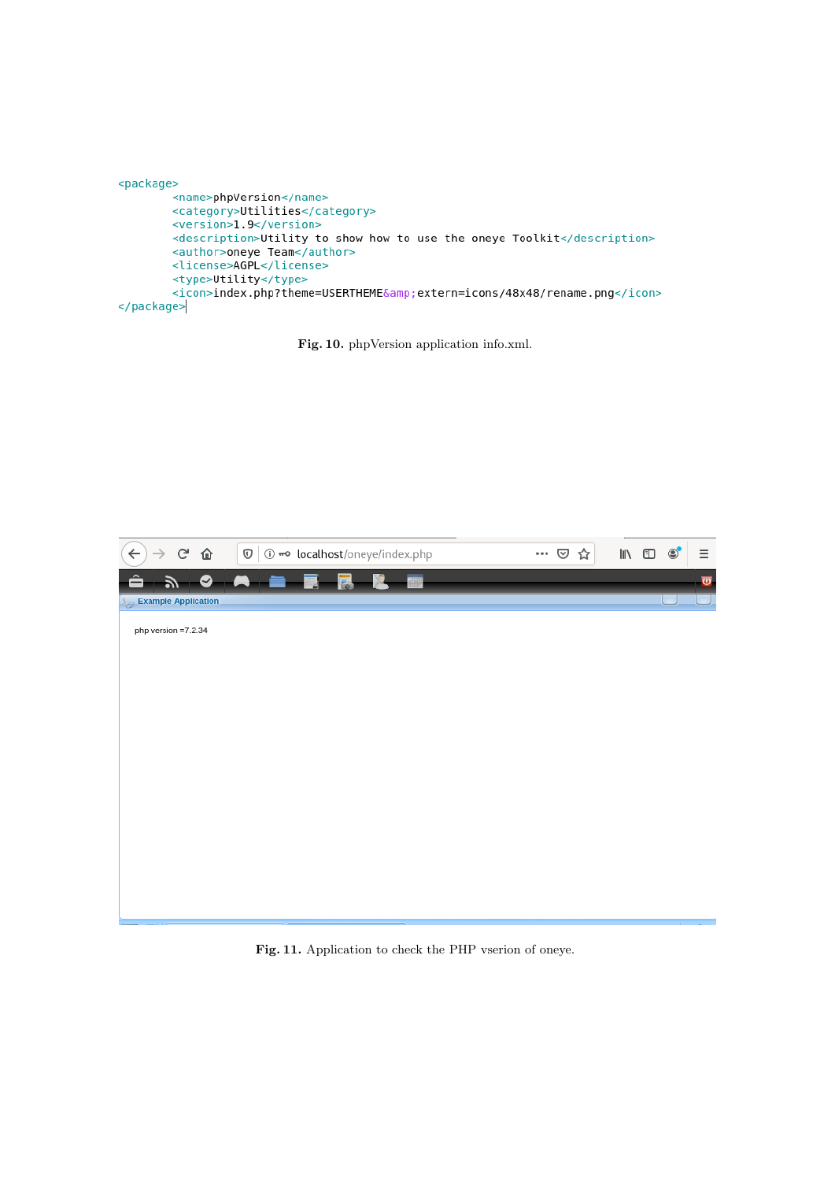```xml
<package>
        <name>phpVersion</name>
        <category>Utilities</category>
        <version>1.9</version>
        <description>Utility to show how to use the oneye Toolkit</description>
        <author>oneye Team</author>
        <license>AGPL</license>
        <type>Utility</type>
        <icon>index.php?theme=USERTHEME&amp;extern=icons/48x48/rename.png</icon>
</package>
```

**Fig. 10.** phpVersion application info.xml.

**Fig. 11.** Application to check the PHP vserion of oneye.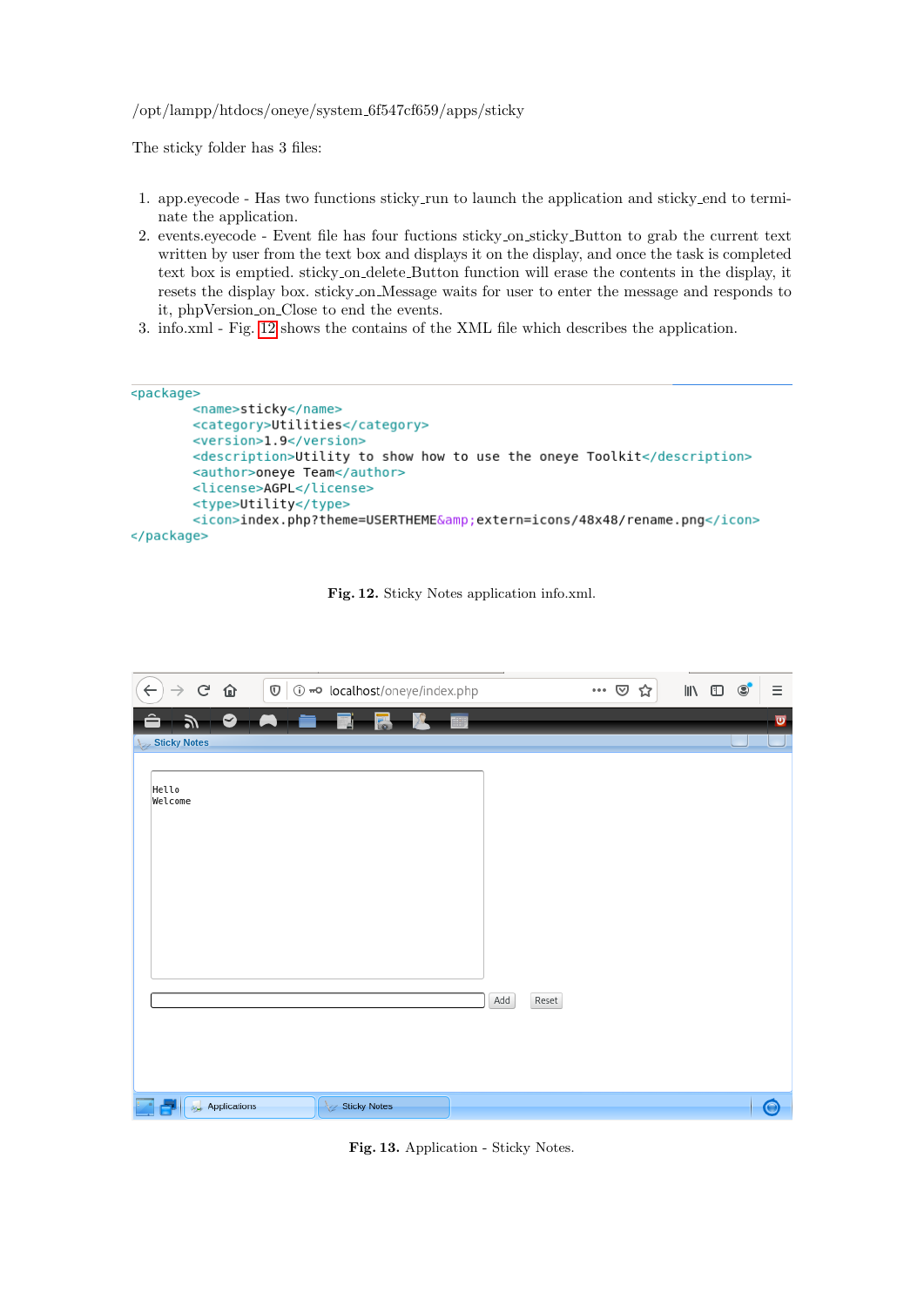/opt/lampp/htdocs/oneye/system_6f547cf659/apps/sticky

The sticky folder has 3 files:

1. app.eyecode - Has two functions sticky_run to launch the application and sticky_end to terminate the application.
2. events.eyecode - Event file has four fuctions sticky_on_sticky_Button to grab the current text written by user from the text box and displays it on the display, and once the task is completed text box is emptied. sticky_on_delete_Button function will erase the contents in the display, it resets the display box. sticky_on_Message waits for user to enter the message and responds to it, phpVersion_on_Close to end the events.
3. info.xml - Fig. 12 shows the contains of the XML file which describes the application.

```
<package>
        <name>sticky</name>
        <category>Utilities</category>
        <version>1.9</version>
        <description>Utility to show how to use the oneye Toolkit</description>
        <author>oneye Team</author>
        <license>AGPL</license>
        <type>Utility</type>
        <icon>index.php?theme=USERTHEME&amp;extern=icons/48x48/rename.png</icon>
</package>
```

**Fig. 12.** Sticky Notes application info.xml.

**Fig. 13.** Application - Sticky Notes.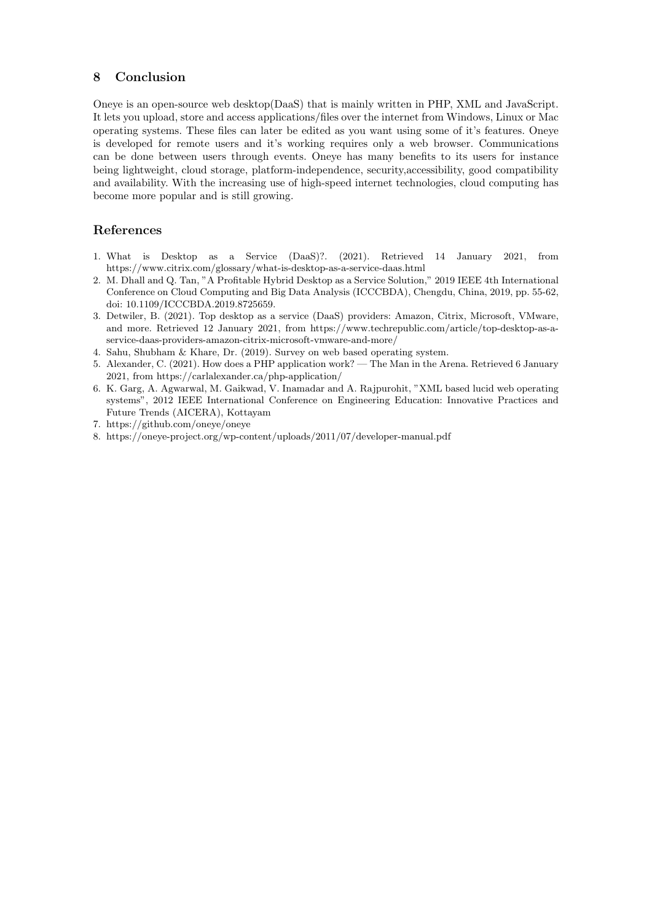## 8 Conclusion

Oneye is an open-source web desktop(DaaS) that is mainly written in PHP, XML and JavaScript. It lets you upload, store and access applications/files over the internet from Windows, Linux or Mac operating systems. These files can later be edited as you want using some of it's features. Oneye is developed for remote users and it's working requires only a web browser. Communications can be done between users through events. Oneye has many benefits to its users for instance being lightweight, cloud storage, platform-independence, security,accessibility, good compatibility and availability. With the increasing use of high-speed internet technologies, cloud computing has become more popular and is still growing.

## References

1. What is Desktop as a Service (DaaS)?. (2021). Retrieved 14 January 2021, from https://www.citrix.com/glossary/what-is-desktop-as-a-service-daas.html
2. M. Dhall and Q. Tan, "A Profitable Hybrid Desktop as a Service Solution," 2019 IEEE 4th International Conference on Cloud Computing and Big Data Analysis (ICCCBDA), Chengdu, China, 2019, pp. 55-62, doi: 10.1109/ICCCBDA.2019.8725659.
3. Detwiler, B. (2021). Top desktop as a service (DaaS) providers: Amazon, Citrix, Microsoft, VMware, and more. Retrieved 12 January 2021, from https://www.techrepublic.com/article/top-desktop-as-a-service-daas-providers-amazon-citrix-microsoft-vmware-and-more/
4. Sahu, Shubham & Khare, Dr. (2019). Survey on web based operating system.
5. Alexander, C. (2021). How does a PHP application work? — The Man in the Arena. Retrieved 6 January 2021, from https://carlalexander.ca/php-application/
6. K. Garg, A. Agwarwal, M. Gaikwad, V. Inamadar and A. Rajpurohit, "XML based lucid web operating systems", 2012 IEEE International Conference on Engineering Education: Innovative Practices and Future Trends (AICERA), Kottayam
7. https://github.com/oneye/oneye
8. https://oneye-project.org/wp-content/uploads/2011/07/developer-manual.pdf